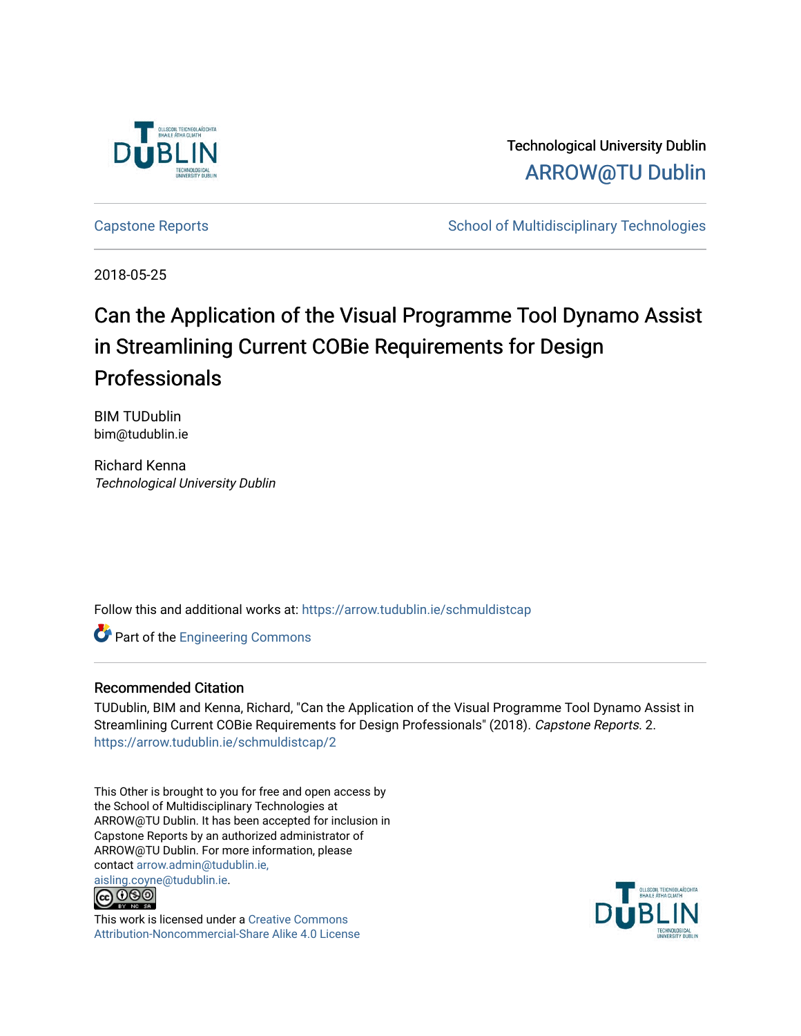Technological University Dublin

ARROW@TU Dublin

Capstone Reports | School of Multidisciplinary Technologies

2018-05-25

# Can the Application of the Visual Programme Tool Dynamo Assist in Streamlining Current COBie Requirements for Design Professionals

BIM TUDublin
bim@tudublin.ie

Richard Kenna
*Technological University Dublin*

Follow this and additional works at: https://arrow.tudublin.ie/schmuldistcap

Part of the Engineering Commons

## Recommended Citation

TUDublin, BIM and Kenna, Richard, "Can the Application of the Visual Programme Tool Dynamo Assist in Streamlining Current COBie Requirements for Design Professionals" (2018). *Capstone Reports*. 2.
https://arrow.tudublin.ie/schmuldistcap/2

This Other is brought to you for free and open access by the School of Multidisciplinary Technologies at ARROW@TU Dublin. It has been accepted for inclusion in Capstone Reports by an authorized administrator of ARROW@TU Dublin. For more information, please contact arrow.admin@tudublin.ie, aisling.coyne@tudublin.ie.

This work is licensed under a Creative Commons Attribution-Noncommercial-Share Alike 4.0 License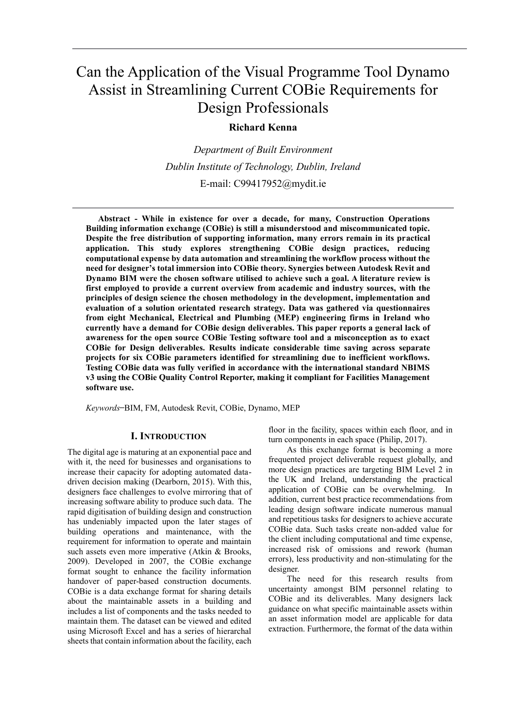# Can the Application of the Visual Programme Tool Dynamo Assist in Streamlining Current COBie Requirements for Design Professionals

**Richard Kenna**

*Department of Built Environment*

*Dublin Institute of Technology, Dublin, Ireland*

E-mail: C99417952@mydit.ie

**Abstract - While in existence for over a decade, for many, Construction Operations Building information exchange (COBie) is still a misunderstood and miscommunicated topic. Despite the free distribution of supporting information, many errors remain in its practical application. This study explores strengthening COBie design practices, reducing computational expense by data automation and streamlining the workflow process without the need for designer's total immersion into COBie theory. Synergies between Autodesk Revit and Dynamo BIM were the chosen software utilised to achieve such a goal. A literature review is first employed to provide a current overview from academic and industry sources, with the principles of design science the chosen methodology in the development, implementation and evaluation of a solution orientated research strategy. Data was gathered via questionnaires from eight Mechanical, Electrical and Plumbing (MEP) engineering firms in Ireland who currently have a demand for COBie design deliverables. This paper reports a general lack of awareness for the open source COBie Testing software tool and a misconception as to exact COBie for Design deliverables. Results indicate considerable time saving across separate projects for six COBie parameters identified for streamlining due to inefficient workflows. Testing COBie data was fully verified in accordance with the international standard NBIMS v3 using the COBie Quality Control Reporter, making it compliant for Facilities Management software use.**

*Keywords*–BIM, FM, Autodesk Revit, COBie, Dynamo, MEP

## I. Introduction

The digital age is maturing at an exponential pace and with it, the need for businesses and organisations to increase their capacity for adopting automated data-driven decision making (Dearborn, 2015). With this, designers face challenges to evolve mirroring that of increasing software ability to produce such data. The rapid digitisation of building design and construction has undeniably impacted upon the later stages of building operations and maintenance, with the requirement for information to operate and maintain such assets even more imperative (Atkin & Brooks, 2009). Developed in 2007, the COBie exchange format sought to enhance the facility information handover of paper-based construction documents. COBie is a data exchange format for sharing details about the maintainable assets in a building and includes a list of components and the tasks needed to maintain them. The dataset can be viewed and edited using Microsoft Excel and has a series of hierarchal sheets that contain information about the facility, each floor in the facility, spaces within each floor, and in turn components in each space (Philip, 2017).

As this exchange format is becoming a more frequented project deliverable request globally, and more design practices are targeting BIM Level 2 in the UK and Ireland, understanding the practical application of COBie can be overwhelming. In addition, current best practice recommendations from leading design software indicate numerous manual and repetitious tasks for designers to achieve accurate COBie data. Such tasks create non-added value for the client including computational and time expense, increased risk of omissions and rework (human errors), less productivity and non-stimulating for the designer.

The need for this research results from uncertainty amongst BIM personnel relating to COBie and its deliverables. Many designers lack guidance on what specific maintainable assets within an asset information model are applicable for data extraction. Furthermore, the format of the data within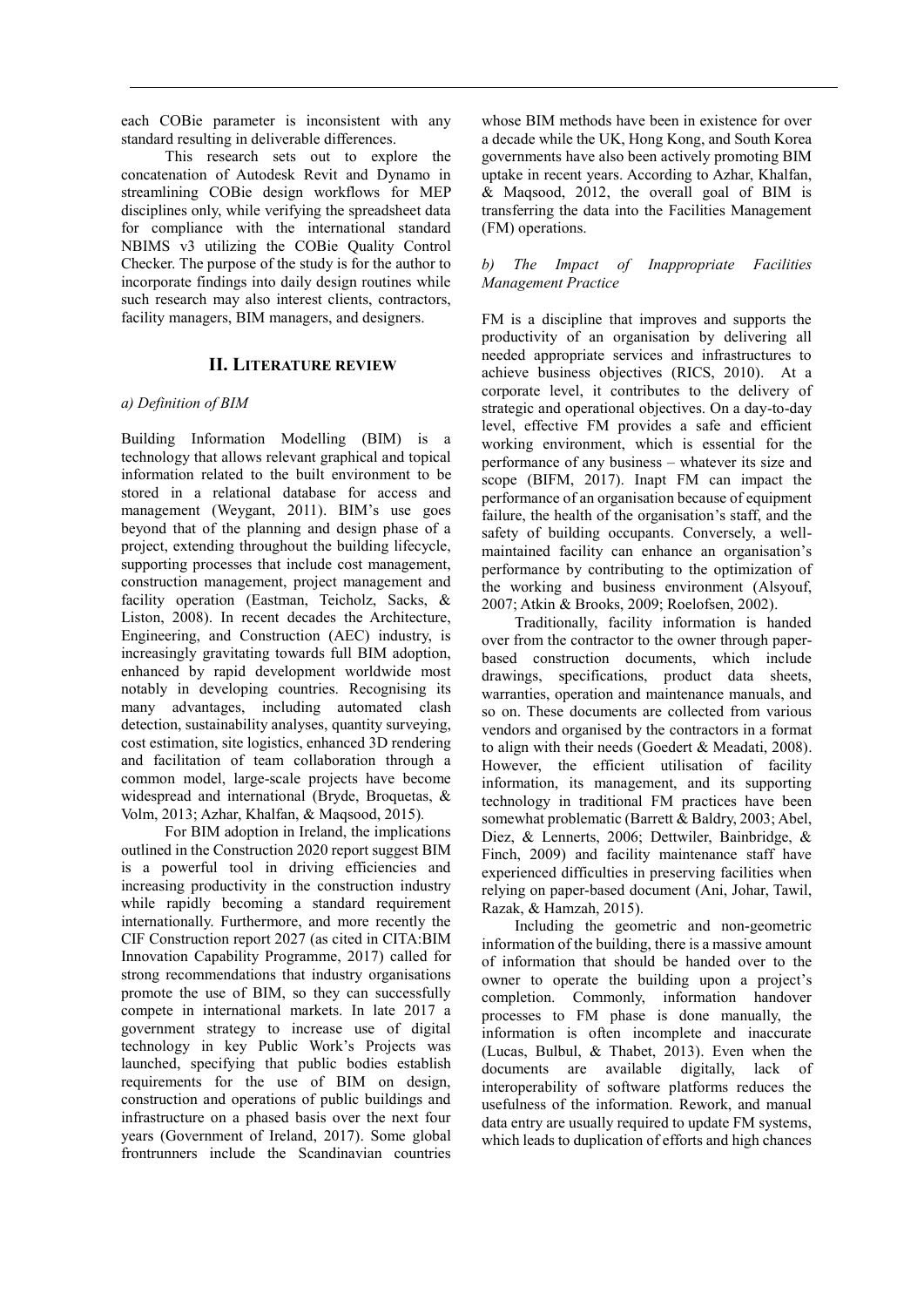each COBie parameter is inconsistent with any standard resulting in deliverable differences.

This research sets out to explore the concatenation of Autodesk Revit and Dynamo in streamlining COBie design workflows for MEP disciplines only, while verifying the spreadsheet data for compliance with the international standard NBIMS v3 utilizing the COBie Quality Control Checker. The purpose of the study is for the author to incorporate findings into daily design routines while such research may also interest clients, contractors, facility managers, BIM managers, and designers.

## II. Literature review

### *a) Definition of BIM*

Building Information Modelling (BIM) is a technology that allows relevant graphical and topical information related to the built environment to be stored in a relational database for access and management (Weygant, 2011). BIM's use goes beyond that of the planning and design phase of a project, extending throughout the building lifecycle, supporting processes that include cost management, construction management, project management and facility operation (Eastman, Teicholz, Sacks, & Liston, 2008). In recent decades the Architecture, Engineering, and Construction (AEC) industry, is increasingly gravitating towards full BIM adoption, enhanced by rapid development worldwide most notably in developing countries. Recognising its many advantages, including automated clash detection, sustainability analyses, quantity surveying, cost estimation, site logistics, enhanced 3D rendering and facilitation of team collaboration through a common model, large-scale projects have become widespread and international (Bryde, Broquetas, & Volm, 2013; Azhar, Khalfan, & Maqsood, 2015).

For BIM adoption in Ireland, the implications outlined in the Construction 2020 report suggest BIM is a powerful tool in driving efficiencies and increasing productivity in the construction industry while rapidly becoming a standard requirement internationally. Furthermore, and more recently the CIF Construction report 2027 (as cited in CITA:BIM Innovation Capability Programme, 2017) called for strong recommendations that industry organisations promote the use of BIM, so they can successfully compete in international markets. In late 2017 a government strategy to increase use of digital technology in key Public Work's Projects was launched, specifying that public bodies establish requirements for the use of BIM on design, construction and operations of public buildings and infrastructure on a phased basis over the next four years (Government of Ireland, 2017). Some global frontrunners include the Scandinavian countries whose BIM methods have been in existence for over a decade while the UK, Hong Kong, and South Korea governments have also been actively promoting BIM uptake in recent years. According to Azhar, Khalfan, & Maqsood, 2012, the overall goal of BIM is transferring the data into the Facilities Management (FM) operations.

### *b) The Impact of Inappropriate Facilities Management Practice*

FM is a discipline that improves and supports the productivity of an organisation by delivering all needed appropriate services and infrastructures to achieve business objectives (RICS, 2010). At a corporate level, it contributes to the delivery of strategic and operational objectives. On a day-to-day level, effective FM provides a safe and efficient working environment, which is essential for the performance of any business – whatever its size and scope (BIFM, 2017). Inapt FM can impact the performance of an organisation because of equipment failure, the health of the organisation's staff, and the safety of building occupants. Conversely, a well-maintained facility can enhance an organisation's performance by contributing to the optimization of the working and business environment (Alsyouf, 2007; Atkin & Brooks, 2009; Roelofsen, 2002).

Traditionally, facility information is handed over from the contractor to the owner through paper-based construction documents, which include drawings, specifications, product data sheets, warranties, operation and maintenance manuals, and so on. These documents are collected from various vendors and organised by the contractors in a format to align with their needs (Goedert & Meadati, 2008). However, the efficient utilisation of facility information, its management, and its supporting technology in traditional FM practices have been somewhat problematic (Barrett & Baldry, 2003; Abel, Diez, & Lennerts, 2006; Dettwiler, Bainbridge, & Finch, 2009) and facility maintenance staff have experienced difficulties in preserving facilities when relying on paper-based document (Ani, Johar, Tawil, Razak, & Hamzah, 2015).

Including the geometric and non-geometric information of the building, there is a massive amount of information that should be handed over to the owner to operate the building upon a project's completion. Commonly, information handover processes to FM phase is done manually, the information is often incomplete and inaccurate (Lucas, Bulbul, & Thabet, 2013). Even when the documents are available digitally, lack of interoperability of software platforms reduces the usefulness of the information. Rework, and manual data entry are usually required to update FM systems, which leads to duplication of efforts and high chances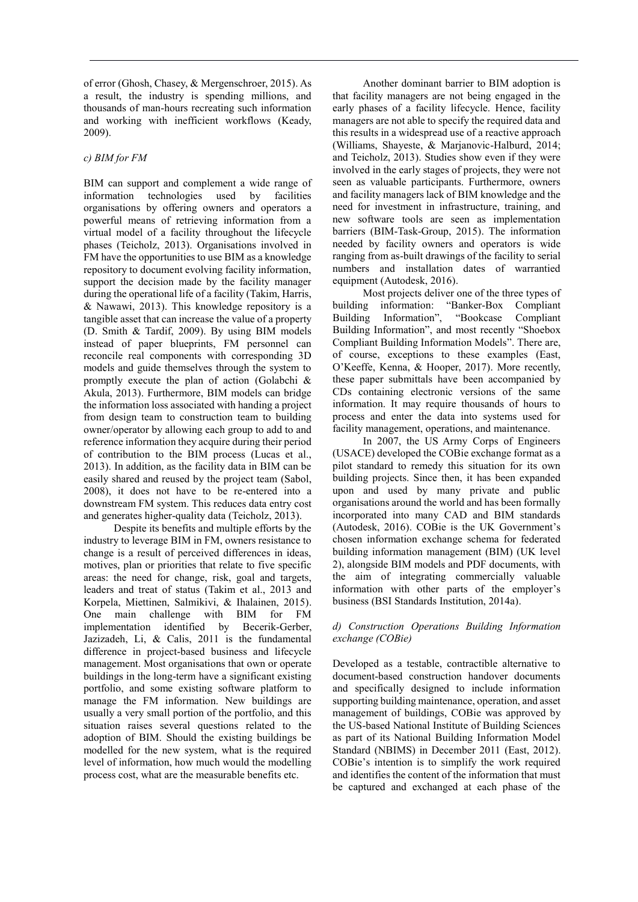of error (Ghosh, Chasey, & Mergenschroer, 2015). As a result, the industry is spending millions, and thousands of man-hours recreating such information and working with inefficient workflows (Keady, 2009).

### *c) BIM for FM*

BIM can support and complement a wide range of information technologies used by facilities organisations by offering owners and operators a powerful means of retrieving information from a virtual model of a facility throughout the lifecycle phases (Teicholz, 2013). Organisations involved in FM have the opportunities to use BIM as a knowledge repository to document evolving facility information, support the decision made by the facility manager during the operational life of a facility (Takim, Harris, & Nawawi, 2013). This knowledge repository is a tangible asset that can increase the value of a property (D. Smith & Tardif, 2009). By using BIM models instead of paper blueprints, FM personnel can reconcile real components with corresponding 3D models and guide themselves through the system to promptly execute the plan of action (Golabchi & Akula, 2013). Furthermore, BIM models can bridge the information loss associated with handing a project from design team to construction team to building owner/operator by allowing each group to add to and reference information they acquire during their period of contribution to the BIM process (Lucas et al., 2013). In addition, as the facility data in BIM can be easily shared and reused by the project team (Sabol, 2008), it does not have to be re-entered into a downstream FM system. This reduces data entry cost and generates higher-quality data (Teicholz, 2013).

Despite its benefits and multiple efforts by the industry to leverage BIM in FM, owners resistance to change is a result of perceived differences in ideas, motives, plan or priorities that relate to five specific areas: the need for change, risk, goal and targets, leaders and treat of status (Takim et al., 2013 and Korpela, Miettinen, Salmikivi, & Ihalainen, 2015). One main challenge with BIM for FM implementation identified by Becerik-Gerber, Jazizadeh, Li, & Calis, 2011 is the fundamental difference in project-based business and lifecycle management. Most organisations that own or operate buildings in the long-term have a significant existing portfolio, and some existing software platform to manage the FM information. New buildings are usually a very small portion of the portfolio, and this situation raises several questions related to the adoption of BIM. Should the existing buildings be modelled for the new system, what is the required level of information, how much would the modelling process cost, what are the measurable benefits etc.

Another dominant barrier to BIM adoption is that facility managers are not being engaged in the early phases of a facility lifecycle. Hence, facility managers are not able to specify the required data and this results in a widespread use of a reactive approach (Williams, Shayeste, & Marjanovic-Halburd, 2014; and Teicholz, 2013). Studies show even if they were involved in the early stages of projects, they were not seen as valuable participants. Furthermore, owners and facility managers lack of BIM knowledge and the need for investment in infrastructure, training, and new software tools are seen as implementation barriers (BIM-Task-Group, 2015). The information needed by facility owners and operators is wide ranging from as-built drawings of the facility to serial numbers and installation dates of warrantied equipment (Autodesk, 2016).

Most projects deliver one of the three types of building information: "Banker-Box Compliant Building Information", "Bookcase Compliant Building Information", and most recently "Shoebox Compliant Building Information Models". There are, of course, exceptions to these examples (East, O'Keeffe, Kenna, & Hooper, 2017). More recently, these paper submittals have been accompanied by CDs containing electronic versions of the same information. It may require thousands of hours to process and enter the data into systems used for facility management, operations, and maintenance.

In 2007, the US Army Corps of Engineers (USACE) developed the COBie exchange format as a pilot standard to remedy this situation for its own building projects. Since then, it has been expanded upon and used by many private and public organisations around the world and has been formally incorporated into many CAD and BIM standards (Autodesk, 2016). COBie is the UK Government's chosen information exchange schema for federated building information management (BIM) (UK level 2), alongside BIM models and PDF documents, with the aim of integrating commercially valuable information with other parts of the employer's business (BSI Standards Institution, 2014a).

### *d) Construction Operations Building Information exchange (COBie)*

Developed as a testable, contractible alternative to document-based construction handover documents and specifically designed to include information supporting building maintenance, operation, and asset management of buildings, COBie was approved by the US-based National Institute of Building Sciences as part of its National Building Information Model Standard (NBIMS) in December 2011 (East, 2012). COBie's intention is to simplify the work required and identifies the content of the information that must be captured and exchanged at each phase of the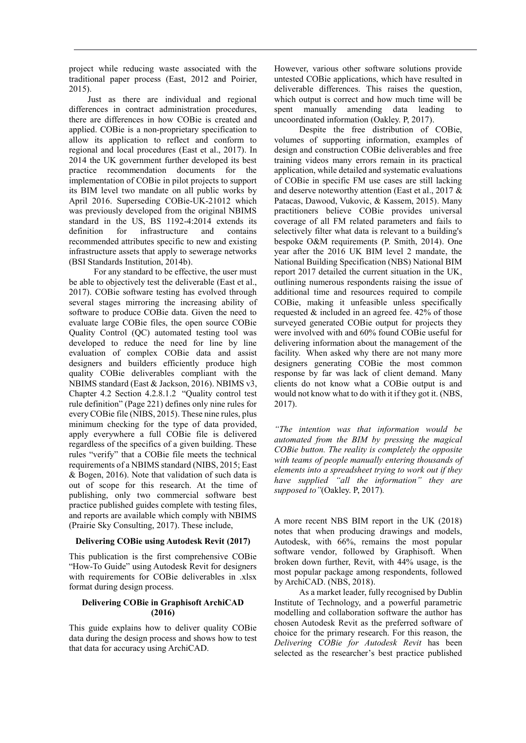project while reducing waste associated with the traditional paper process (East, 2012 and Poirier, 2015).

Just as there are individual and regional differences in contract administration procedures, there are differences in how COBie is created and applied. COBie is a non-proprietary specification to allow its application to reflect and conform to regional and local procedures (East et al., 2017). In 2014 the UK government further developed its best practice recommendation documents for the implementation of COBie in pilot projects to support its BIM level two mandate on all public works by April 2016. Superseding COBie-UK-21012 which was previously developed from the original NBIMS standard in the US, BS 1192-4:2014 extends its definition for infrastructure and contains recommended attributes specific to new and existing infrastructure assets that apply to sewerage networks (BSI Standards Institution, 2014b).

For any standard to be effective, the user must be able to objectively test the deliverable (East et al., 2017). COBie software testing has evolved through several stages mirroring the increasing ability of software to produce COBie data. Given the need to evaluate large COBie files, the open source COBie Quality Control (QC) automated testing tool was developed to reduce the need for line by line evaluation of complex COBie data and assist designers and builders efficiently produce high quality COBie deliverables compliant with the NBIMS standard (East & Jackson, 2016). NBIMS v3, Chapter 4.2 Section 4.2.8.1.2 "Quality control test rule definition" (Page 221) defines only nine rules for every COBie file (NIBS, 2015). These nine rules, plus minimum checking for the type of data provided, apply everywhere a full COBie file is delivered regardless of the specifics of a given building. These rules "verify" that a COBie file meets the technical requirements of a NBIMS standard (NIBS, 2015; East & Bogen, 2016). Note that validation of such data is out of scope for this research. At the time of publishing, only two commercial software best practice published guides complete with testing files, and reports are available which comply with NBIMS (Prairie Sky Consulting, 2017). These include,

**Delivering COBie using Autodesk Revit (2017)**

This publication is the first comprehensive COBie "How-To Guide" using Autodesk Revit for designers with requirements for COBie deliverables in .xlsx format during design process.

**Delivering COBie in Graphisoft ArchiCAD (2016)**

This guide explains how to deliver quality COBie data during the design process and shows how to test that data for accuracy using ArchiCAD.

However, various other software solutions provide untested COBie applications, which have resulted in deliverable differences. This raises the question, which output is correct and how much time will be spent manually amending data leading to uncoordinated information (Oakley. P, 2017).

Despite the free distribution of COBie, volumes of supporting information, examples of design and construction COBie deliverables and free training videos many errors remain in its practical application, while detailed and systematic evaluations of COBie in specific FM use cases are still lacking and deserve noteworthy attention (East et al., 2017 & Patacas, Dawood, Vukovic, & Kassem, 2015). Many practitioners believe COBie provides universal coverage of all FM related parameters and fails to selectively filter what data is relevant to a building's bespoke O&M requirements (P. Smith, 2014). One year after the 2016 UK BIM level 2 mandate, the National Building Specification (NBS) National BIM report 2017 detailed the current situation in the UK, outlining numerous respondents raising the issue of additional time and resources required to compile COBie, making it unfeasible unless specifically requested & included in an agreed fee. 42% of those surveyed generated COBie output for projects they were involved with and 60% found COBie useful for delivering information about the management of the facility. When asked why there are not many more designers generating COBie the most common response by far was lack of client demand. Many clients do not know what a COBie output is and would not know what to do with it if they got it. (NBS, 2017).

*"The intention was that information would be automated from the BIM by pressing the magical COBie button. The reality is completely the opposite with teams of people manually entering thousands of elements into a spreadsheet trying to work out if they have supplied "all the information" they are supposed to"*(Oakley. P, 2017).

A more recent NBS BIM report in the UK (2018) notes that when producing drawings and models, Autodesk, with 66%, remains the most popular software vendor, followed by Graphisoft. When broken down further, Revit, with 44% usage, is the most popular package among respondents, followed by ArchiCAD. (NBS, 2018).

As a market leader, fully recognised by Dublin Institute of Technology, and a powerful parametric modelling and collaboration software the author has chosen Autodesk Revit as the preferred software of choice for the primary research. For this reason, the *Delivering COBie for Autodesk Revit* has been selected as the researcher's best practice published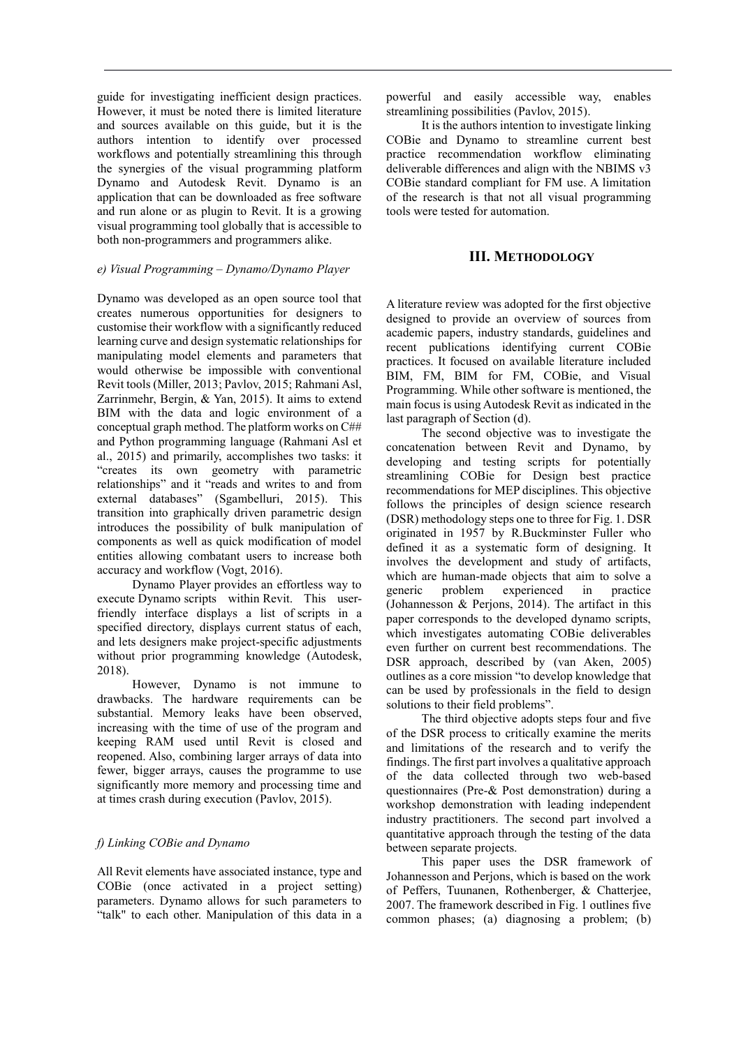guide for investigating inefficient design practices. However, it must be noted there is limited literature and sources available on this guide, but it is the authors intention to identify over processed workflows and potentially streamlining this through the synergies of the visual programming platform Dynamo and Autodesk Revit. Dynamo is an application that can be downloaded as free software and run alone or as plugin to Revit. It is a growing visual programming tool globally that is accessible to both non-programmers and programmers alike.

### *e) Visual Programming – Dynamo/Dynamo Player*

Dynamo was developed as an open source tool that creates numerous opportunities for designers to customise their workflow with a significantly reduced learning curve and design systematic relationships for manipulating model elements and parameters that would otherwise be impossible with conventional Revit tools (Miller, 2013; Pavlov, 2015; Rahmani Asl, Zarrinmehr, Bergin, & Yan, 2015). It aims to extend BIM with the data and logic environment of a conceptual graph method. The platform works on C## and Python programming language (Rahmani Asl et al., 2015) and primarily, accomplishes two tasks: it "creates its own geometry with parametric relationships" and it "reads and writes to and from external databases" (Sgambelluri, 2015). This transition into graphically driven parametric design introduces the possibility of bulk manipulation of components as well as quick modification of model entities allowing combatant users to increase both accuracy and workflow (Vogt, 2016).

Dynamo Player provides an effortless way to execute Dynamo scripts within Revit. This user-friendly interface displays a list of scripts in a specified directory, displays current status of each, and lets designers make project-specific adjustments without prior programming knowledge (Autodesk, 2018).

However, Dynamo is not immune to drawbacks. The hardware requirements can be substantial. Memory leaks have been observed, increasing with the time of use of the program and keeping RAM used until Revit is closed and reopened. Also, combining larger arrays of data into fewer, bigger arrays, causes the programme to use significantly more memory and processing time and at times crash during execution (Pavlov, 2015).

### *f) Linking COBie and Dynamo*

All Revit elements have associated instance, type and COBie (once activated in a project setting) parameters. Dynamo allows for such parameters to "talk" to each other. Manipulation of this data in a powerful and easily accessible way, enables streamlining possibilities (Pavlov, 2015).

It is the authors intention to investigate linking COBie and Dynamo to streamline current best practice recommendation workflow eliminating deliverable differences and align with the NBIMS v3 COBie standard compliant for FM use. A limitation of the research is that not all visual programming tools were tested for automation.

## III. Methodology

A literature review was adopted for the first objective designed to provide an overview of sources from academic papers, industry standards, guidelines and recent publications identifying current COBie practices. It focused on available literature included BIM, FM, BIM for FM, COBie, and Visual Programming. While other software is mentioned, the main focus is using Autodesk Revit as indicated in the last paragraph of Section (d).

The second objective was to investigate the concatenation between Revit and Dynamo, by developing and testing scripts for potentially streamlining COBie for Design best practice recommendations for MEP disciplines. This objective follows the principles of design science research (DSR) methodology steps one to three for Fig. 1. DSR originated in 1957 by R.Buckminster Fuller who defined it as a systematic form of designing. It involves the development and study of artifacts, which are human-made objects that aim to solve a generic problem experienced in practice (Johannesson & Perjons, 2014). The artifact in this paper corresponds to the developed dynamo scripts, which investigates automating COBie deliverables even further on current best recommendations. The DSR approach, described by (van Aken, 2005) outlines as a core mission "to develop knowledge that can be used by professionals in the field to design solutions to their field problems".

The third objective adopts steps four and five of the DSR process to critically examine the merits and limitations of the research and to verify the findings. The first part involves a qualitative approach of the data collected through two web-based questionnaires (Pre-& Post demonstration) during a workshop demonstration with leading independent industry practitioners. The second part involved a quantitative approach through the testing of the data between separate projects.

This paper uses the DSR framework of Johannesson and Perjons, which is based on the work of Peffers, Tuunanen, Rothenberger, & Chatterjee, 2007. The framework described in Fig. 1 outlines five common phases; (a) diagnosing a problem; (b)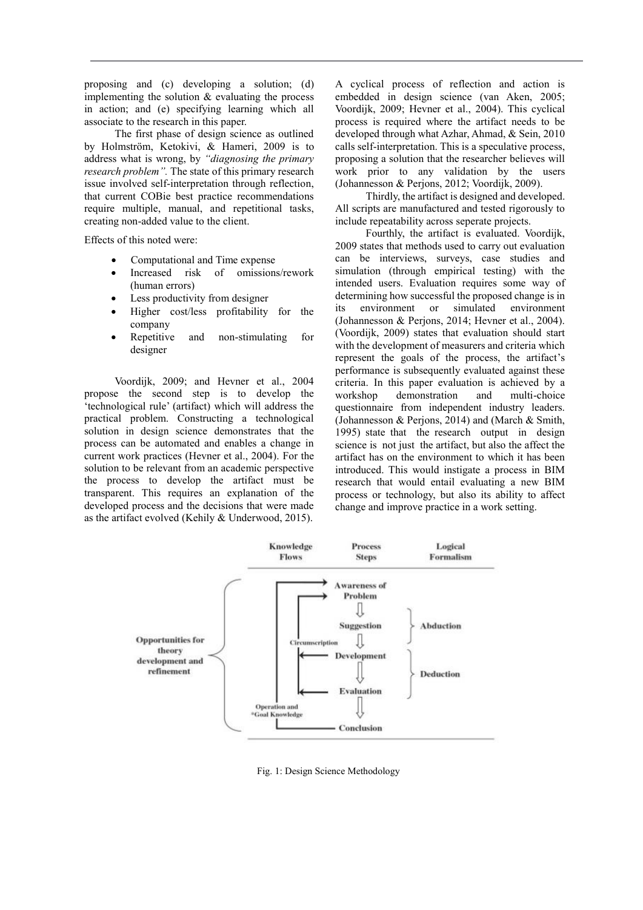proposing and (c) developing a solution; (d) implementing the solution & evaluating the process in action; and (e) specifying learning which all associate to the research in this paper.

The first phase of design science as outlined by Holmström, Ketokivi, & Hameri, 2009 is to address what is wrong, by *"diagnosing the primary research problem"*. The state of this primary research issue involved self-interpretation through reflection, that current COBie best practice recommendations require multiple, manual, and repetitional tasks, creating non-added value to the client.

Effects of this noted were:

- Computational and Time expense
- Increased risk of omissions/rework (human errors)
- Less productivity from designer
- Higher cost/less profitability for the company
- Repetitive and non-stimulating for designer

Voordijk, 2009; and Hevner et al., 2004 propose the second step is to develop the 'technological rule' (artifact) which will address the practical problem. Constructing a technological solution in design science demonstrates that the process can be automated and enables a change in current work practices (Hevner et al., 2004). For the solution to be relevant from an academic perspective the process to develop the artifact must be transparent. This requires an explanation of the developed process and the decisions that were made as the artifact evolved (Kehily & Underwood, 2015).

A cyclical process of reflection and action is embedded in design science (van Aken, 2005; Voordijk, 2009; Hevner et al., 2004). This cyclical process is required where the artifact needs to be developed through what Azhar, Ahmad, & Sein, 2010 calls self-interpretation. This is a speculative process, proposing a solution that the researcher believes will work prior to any validation by the users (Johannesson & Perjons, 2012; Voordijk, 2009).

Thirdly, the artifact is designed and developed. All scripts are manufactured and tested rigorously to include repeatability across seperate projects.

Fourthly, the artifact is evaluated. Voordijk, 2009 states that methods used to carry out evaluation can be interviews, surveys, case studies and simulation (through empirical testing) with the intended users. Evaluation requires some way of determining how successful the proposed change is in its environment or simulated environment (Johannesson & Perjons, 2014; Hevner et al., 2004). (Voordijk, 2009) states that evaluation should start with the development of measurers and criteria which represent the goals of the process, the artifact's performance is subsequently evaluated against these criteria. In this paper evaluation is achieved by a workshop demonstration and multi-choice questionnaire from independent industry leaders. (Johannesson & Perjons, 2014) and (March & Smith, 1995) state that the research output in design science is not just the artifact, but also the affect the artifact has on the environment to which it has been introduced. This would instigate a process in BIM research that would entail evaluating a new BIM process or technology, but also its ability to affect change and improve practice in a work setting.

| Knowledge Flows | Process Steps | Logical Formalism |
|---|---|---|
| Opportunities for theory development and refinement; Circumscription; Operation and Goal Knowledge | Awareness of Problem | |
| | Suggestion | Abduction |
| | Development | Deduction |
| | Evaluation | Deduction |
| | Conclusion | |

Fig. 1: Design Science Methodology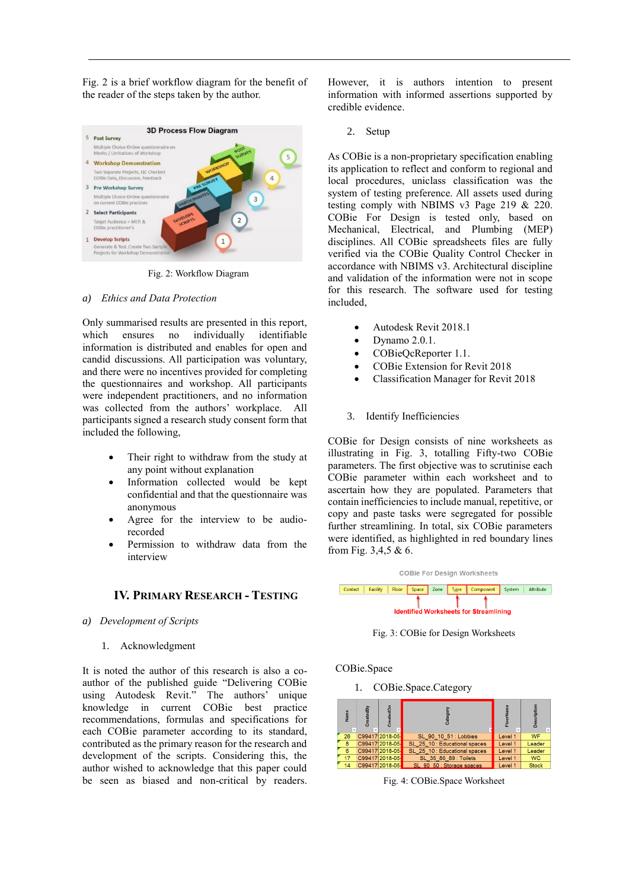Fig. 2 is a brief workflow diagram for the benefit of the reader of the steps taken by the author.

Fig. 2: Workflow Diagram

*a) Ethics and Data Protection*

Only summarised results are presented in this report, which ensures no individually identifiable information is distributed and enables for open and candid discussions. All participation was voluntary, and there were no incentives provided for completing the questionnaires and workshop. All participants were independent practitioners, and no information was collected from the authors' workplace. All participants signed a research study consent form that included the following,

- Their right to withdraw from the study at any point without explanation
- Information collected would be kept confidential and that the questionnaire was anonymous
- Agree for the interview to be audio-recorded
- Permission to withdraw data from the interview

## IV. Primary Research - Testing

*a) Development of Scripts*

1. Acknowledgment

It is noted the author of this research is also a co-author of the published guide "Delivering COBie using Autodesk Revit." The authors' unique knowledge in current COBie best practice recommendations, formulas and specifications for each COBie parameter according to its standard, contributed as the primary reason for the research and development of the scripts. Considering this, the author wished to acknowledge that this paper could be seen as biased and non-critical by readers. However, it is authors intention to present information with informed assertions supported by credible evidence.

2. Setup

As COBie is a non-proprietary specification enabling its application to reflect and conform to regional and local procedures, uniclass classification was the system of testing preference. All assets used during testing comply with NBIMS v3 Page 219 & 220. COBie For Design is tested only, based on Mechanical, Electrical, and Plumbing (MEP) disciplines. All COBie spreadsheets files are fully verified via the COBie Quality Control Checker in accordance with NBIMS v3. Architectural discipline and validation of the information were not in scope for this research. The software used for testing included,

- Autodesk Revit 2018.1
- Dynamo 2.0.1.
- COBieQcReporter 1.1.
- COBie Extension for Revit 2018
- Classification Manager for Revit 2018

3. Identify Inefficiencies

COBie for Design consists of nine worksheets as illustrating in Fig. 3, totalling Fifty-two COBie parameters. The first objective was to scrutinise each COBie parameter within each worksheet and to ascertain how they are populated. Parameters that contain inefficiencies to include manual, repetitive, or copy and paste tasks were segregated for possible further streamlining. In total, six COBie parameters were identified, as highlighted in red boundary lines from Fig. 3,4,5 & 6.

Fig. 3: COBie for Design Worksheets

COBie.Space

1. COBie.Space.Category

| Name | CreatedBy | CreatedOn | Category | FloorName | Description |
|---|---|---|---|---|---|
| 26 | C99417 | 2018-05 | SL_90_10_51 : Lobbies | Level 1 | WF |
| 8 | C99417 | 2018-05 | SL_25_10 : Educational spaces | Level 1 | Leader |
| 6 | C99417 | 2018-05 | SL_25_10 : Educational spaces | Level 1 | Leader |
| 17 | C99417 | 2018-05 | SL_35_80_89 : Toilets | Level 1 | WC |
| 14 | C99417 | 2018-05 | SL_90_50 : Storage spaces | Level 1 | Stock |

Fig. 4: COBie.Space Worksheet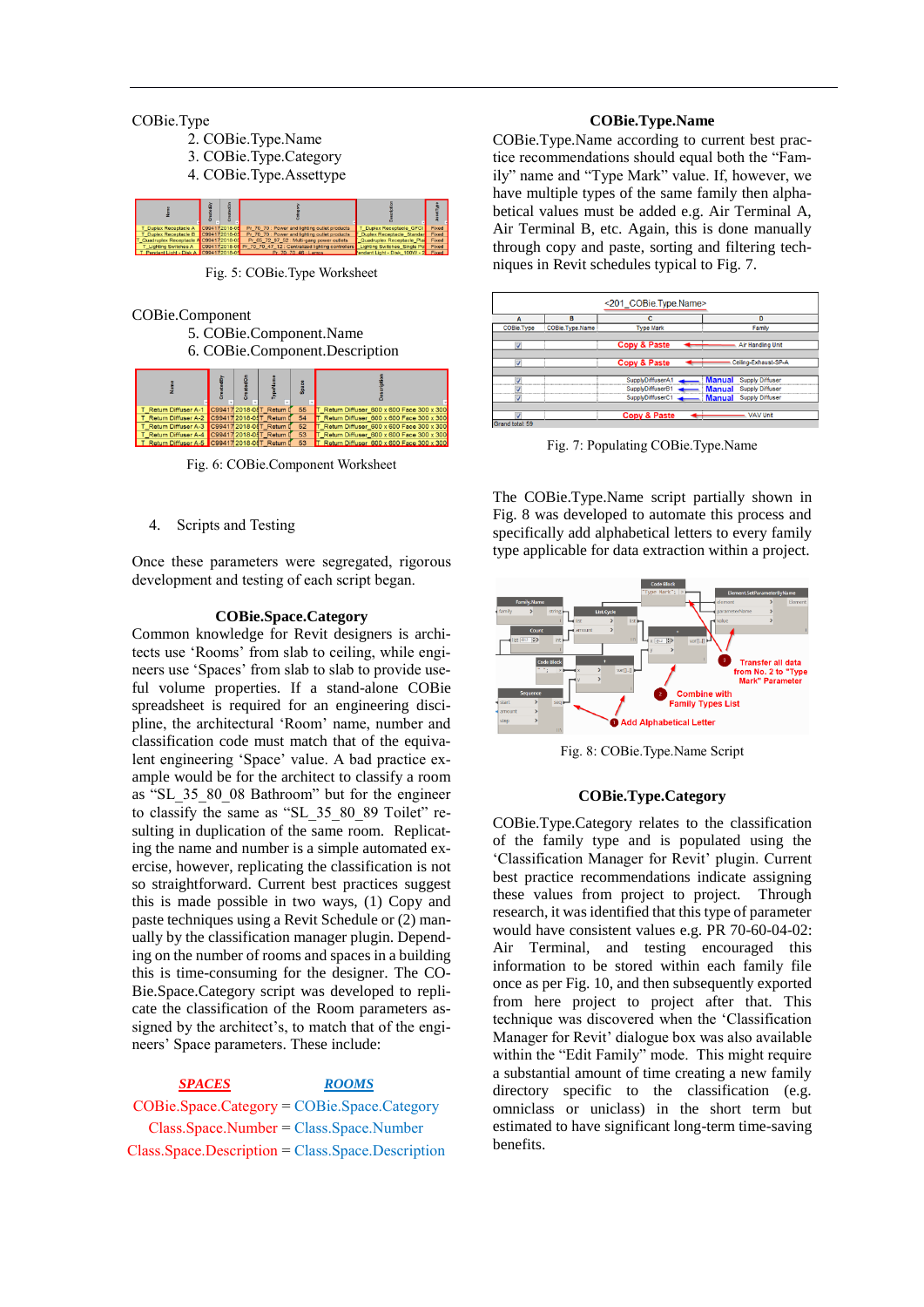COBie.Type

2. COBie.Type.Name
3. COBie.Type.Category
4. COBie.Type.Assettype

Fig. 5: COBie.Type Worksheet

COBie.Component

5. COBie.Component.Name
6. COBie.Component.Description

Fig. 6: COBie.Component Worksheet

## 4. Scripts and Testing

Once these parameters were segregated, rigorous development and testing of each script began.

### COBie.Space.Category

Common knowledge for Revit designers is architects use 'Rooms' from slab to ceiling, while engineers use 'Spaces' from slab to slab to provide useful volume properties. If a stand-alone COBie spreadsheet is required for an engineering discipline, the architectural 'Room' name, number and classification code must match that of the equivalent engineering 'Space' value. A bad practice example would be for the architect to classify a room as "SL_35_80_08 Bathroom" but for the engineer to classify the same as "SL_35_80_89 Toilet" resulting in duplication of the same room. Replicating the name and number is a simple automated exercise, however, replicating the classification is not so straightforward. Current best practices suggest this is made possible in two ways, (1) Copy and paste techniques using a Revit Schedule or (2) manually by the classification manager plugin. Depending on the number of rooms and spaces in a building this is time-consuming for the designer. The COBie.Space.Category script was developed to replicate the classification of the Room parameters assigned by the architect's, to match that of the engineers' Space parameters. These include:

| ***SPACES*** | | ***ROOMS*** |
|---|---|---|
| COBie.Space.Category | = | COBie.Space.Category |
| Class.Space.Number | = | Class.Space.Number |
| Class.Space.Description | = | Class.Space.Description |

### COBie.Type.Name

COBie.Type.Name according to current best practice recommendations should equal both the "Family" name and "Type Mark" value. If, however, we have multiple types of the same family then alphabetical values must be added e.g. Air Terminal A, Air Terminal B, etc. Again, this is done manually through copy and paste, sorting and filtering techniques in Revit schedules typical to Fig. 7.

Fig. 7: Populating COBie.Type.Name

The COBie.Type.Name script partially shown in Fig. 8 was developed to automate this process and specifically add alphabetical letters to every family type applicable for data extraction within a project.

Fig. 8: COBie.Type.Name Script

### COBie.Type.Category

COBie.Type.Category relates to the classification of the family type and is populated using the 'Classification Manager for Revit' plugin. Current best practice recommendations indicate assigning these values from project to project. Through research, it was identified that this type of parameter would have consistent values e.g. PR 70-60-04-02: Air Terminal, and testing encouraged this information to be stored within each family file once as per Fig. 10, and then subsequently exported from here project to project after that. This technique was discovered when the 'Classification Manager for Revit' dialogue box was also available within the "Edit Family" mode. This might require a substantial amount of time creating a new family directory specific to the classification (e.g. omniclass or uniclass) in the short term but estimated to have significant long-term time-saving benefits.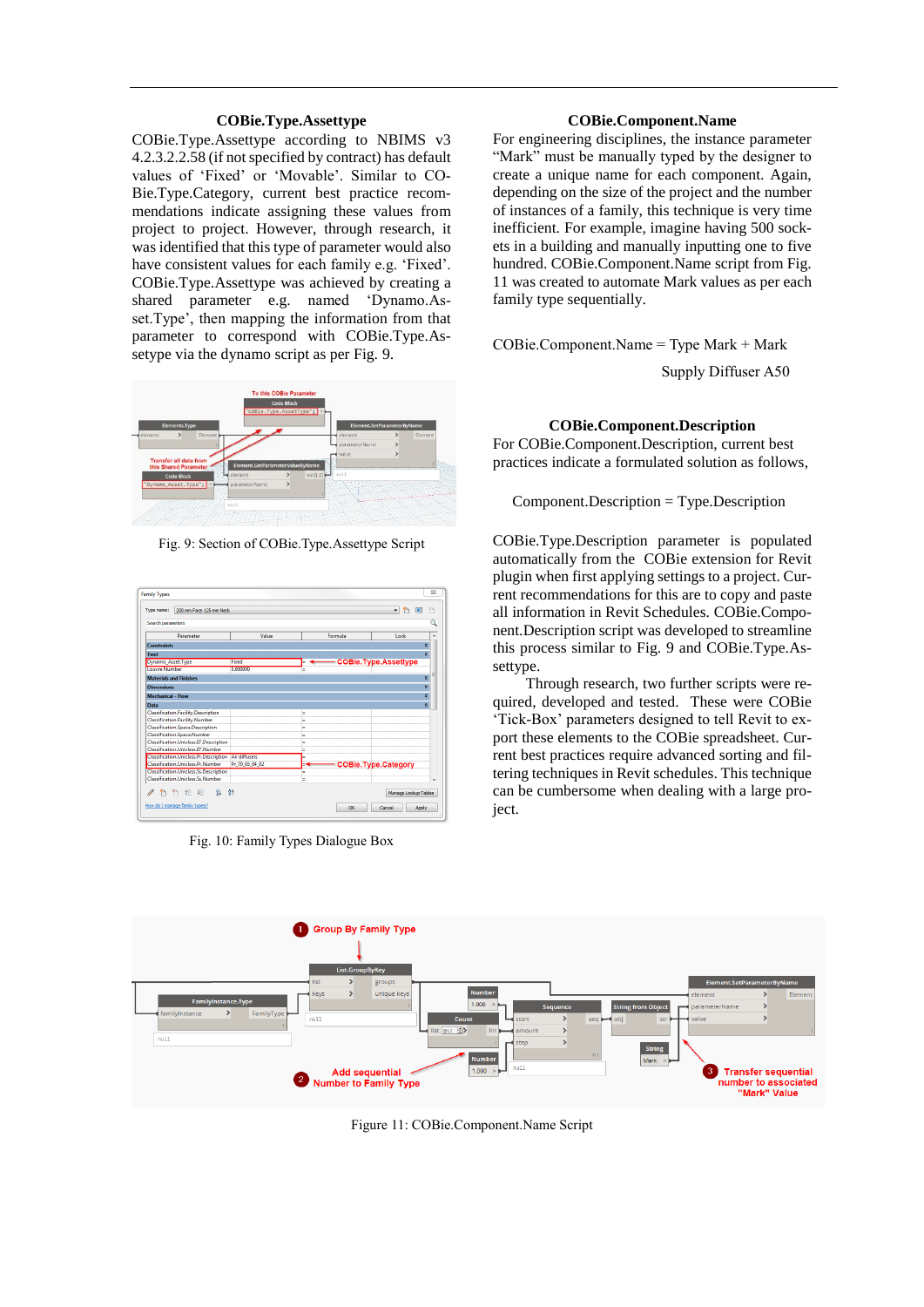### COBie.Type.Assettype

COBie.Type.Assettype according to NBIMS v3 4.2.3.2.2.58 (if not specified by contract) has default values of 'Fixed' or 'Movable'. Similar to COBie.Type.Category, current best practice recommendations indicate assigning these values from project to project. However, through research, it was identified that this type of parameter would also have consistent values for each family e.g. 'Fixed'. COBie.Type.Assettype was achieved by creating a shared parameter e.g. named 'Dynamo.Asset.Type', then mapping the information from that parameter to correspond with COBie.Type.Assetype via the dynamo script as per Fig. 9.

Fig. 9: Section of COBie.Type.Assettype Script

Fig. 10: Family Types Dialogue Box

### COBie.Component.Name

For engineering disciplines, the instance parameter "Mark" must be manually typed by the designer to create a unique name for each component. Again, depending on the size of the project and the number of instances of a family, this technique is very time inefficient. For example, imagine having 500 sockets in a building and manually inputting one to five hundred. COBie.Component.Name script from Fig. 11 was created to automate Mark values as per each family type sequentially.

COBie.Component.Name = Type Mark + Mark

Supply Diffuser A50

### COBie.Component.Description

For COBie.Component.Description, current best practices indicate a formulated solution as follows,

Component.Description = Type.Description

COBie.Type.Description parameter is populated automatically from the COBie extension for Revit plugin when first applying settings to a project. Current recommendations for this are to copy and paste all information in Revit Schedules. COBie.Component.Description script was developed to streamline this process similar to Fig. 9 and COBie.Type.Assettype.

Through research, two further scripts were required, developed and tested. These were COBie 'Tick-Box' parameters designed to tell Revit to export these elements to the COBie spreadsheet. Current best practices require advanced sorting and filtering techniques in Revit schedules. This technique can be cumbersome when dealing with a large project.

Figure 11: COBie.Component.Name Script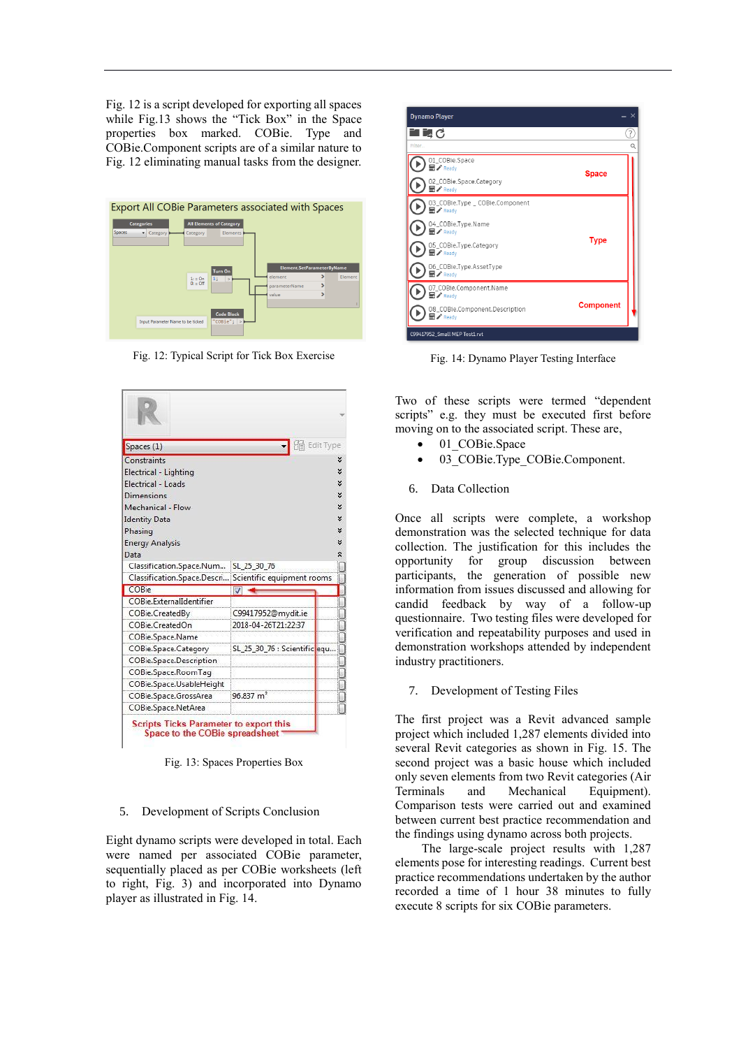Fig. 12 is a script developed for exporting all spaces while Fig.13 shows the "Tick Box" in the Space properties box marked. COBie. Type and COBie.Component scripts are of a similar nature to Fig. 12 eliminating manual tasks from the designer.

Fig. 12: Typical Script for Tick Box Exercise

Fig. 13: Spaces Properties Box

## 5. Development of Scripts Conclusion

Eight dynamo scripts were developed in total. Each were named per associated COBie parameter, sequentially placed as per COBie worksheets (left to right, Fig. 3) and incorporated into Dynamo player as illustrated in Fig. 14.

Fig. 14: Dynamo Player Testing Interface

Two of these scripts were termed "dependent scripts" e.g. they must be executed first before moving on to the associated script. These are,

- 01_COBie.Space
- 03_COBie.Type_COBie.Component.

## 6. Data Collection

Once all scripts were complete, a workshop demonstration was the selected technique for data collection. The justification for this includes the opportunity for group discussion between participants, the generation of possible new information from issues discussed and allowing for candid feedback by way of a follow-up questionnaire. Two testing files were developed for verification and repeatability purposes and used in demonstration workshops attended by independent industry practitioners.

## 7. Development of Testing Files

The first project was a Revit advanced sample project which included 1,287 elements divided into several Revit categories as shown in Fig. 15. The second project was a basic house which included only seven elements from two Revit categories (Air Terminals and Mechanical Equipment). Comparison tests were carried out and examined between current best practice recommendation and the findings using dynamo across both projects.

The large-scale project results with 1,287 elements pose for interesting readings. Current best practice recommendations undertaken by the author recorded a time of 1 hour 38 minutes to fully execute 8 scripts for six COBie parameters.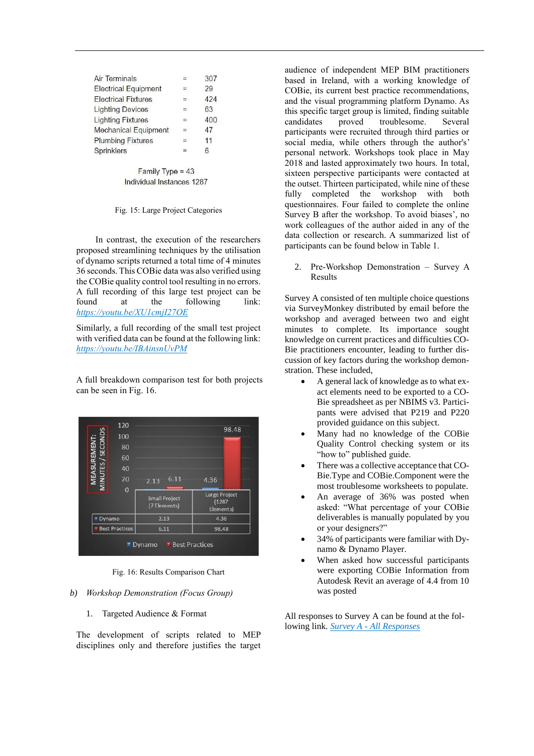| | | |
|---|---|---|
| Air Terminals | = | 307 |
| Electrical Equipment | = | 29 |
| Electrical Fixtures | = | 424 |
| Lighting Devices | = | 63 |
| Lighting Fixtures | = | 400 |
| Mechanical Equipment | = | 47 |
| Plumbing Fixtures | = | 11 |
| Sprinklers | = | 6 |

Family Type = 43
Individual Instances 1287

Fig. 15: Large Project Categories

In contrast, the execution of the researchers proposed streamlining techniques by the utilisation of dynamo scripts returned a total time of 4 minutes 36 seconds. This COBie data was also verified using the COBie quality control tool resulting in no errors. A full recording of this large test project can be found at the following link: https://youtu.be/XU1cmjI27OE

Similarly, a full recording of the small test project with verified data can be found at the following link: https://youtu.be/IBAinsnUvPM

A full breakdown comparison test for both projects can be seen in Fig. 16.

| | Small Project (7 Elements) | Large Project (1287 Elements) |
|---|---|---|
| Dynamo | 2.13 | 4.36 |
| Best Practices | 6.11 | 98.48 |

Fig. 16: Results Comparison Chart

### b) *Workshop Demonstration (Focus Group)*

1. Targeted Audience & Format

The development of scripts related to MEP disciplines only and therefore justifies the target audience of independent MEP BIM practitioners based in Ireland, with a working knowledge of COBie, its current best practice recommendations, and the visual programming platform Dynamo. As this specific target group is limited, finding suitable candidates proved troublesome. Several participants were recruited through third parties or social media, while others through the author's' personal network. Workshops took place in May 2018 and lasted approximately two hours. In total, sixteen perspective participants were contacted at the outset. Thirteen participated, while nine of these fully completed the workshop with both questionnaires. Four failed to complete the online Survey B after the workshop. To avoid biases', no work colleagues of the author aided in any of the data collection or research. A summarized list of participants can be found below in Table 1.

2. Pre-Workshop Demonstration – Survey A Results

Survey A consisted of ten multiple choice questions via SurveyMonkey distributed by email before the workshop and averaged between two and eight minutes to complete. Its importance sought knowledge on current practices and difficulties COBie practitioners encounter, leading to further discussion of key factors during the workshop demonstration. These included,

- A general lack of knowledge as to what exact elements need to be exported to a COBie spreadsheet as per NBIMS v3. Participants were advised that P219 and P220 provided guidance on this subject.
- Many had no knowledge of the COBie Quality Control checking system or its "how to" published guide.
- There was a collective acceptance that COBie.Type and COBie.Component were the most troublesome worksheets to populate.
- An average of 36% was posted when asked: "What percentage of your COBie deliverables is manually populated by you or your designers?"
- 34% of participants were familiar with Dynamo & Dynamo Player.
- When asked how successful participants were exporting COBie Information from Autodesk Revit an average of 4.4 from 10 was posted

All responses to Survey A can be found at the following link. Survey A - All Responses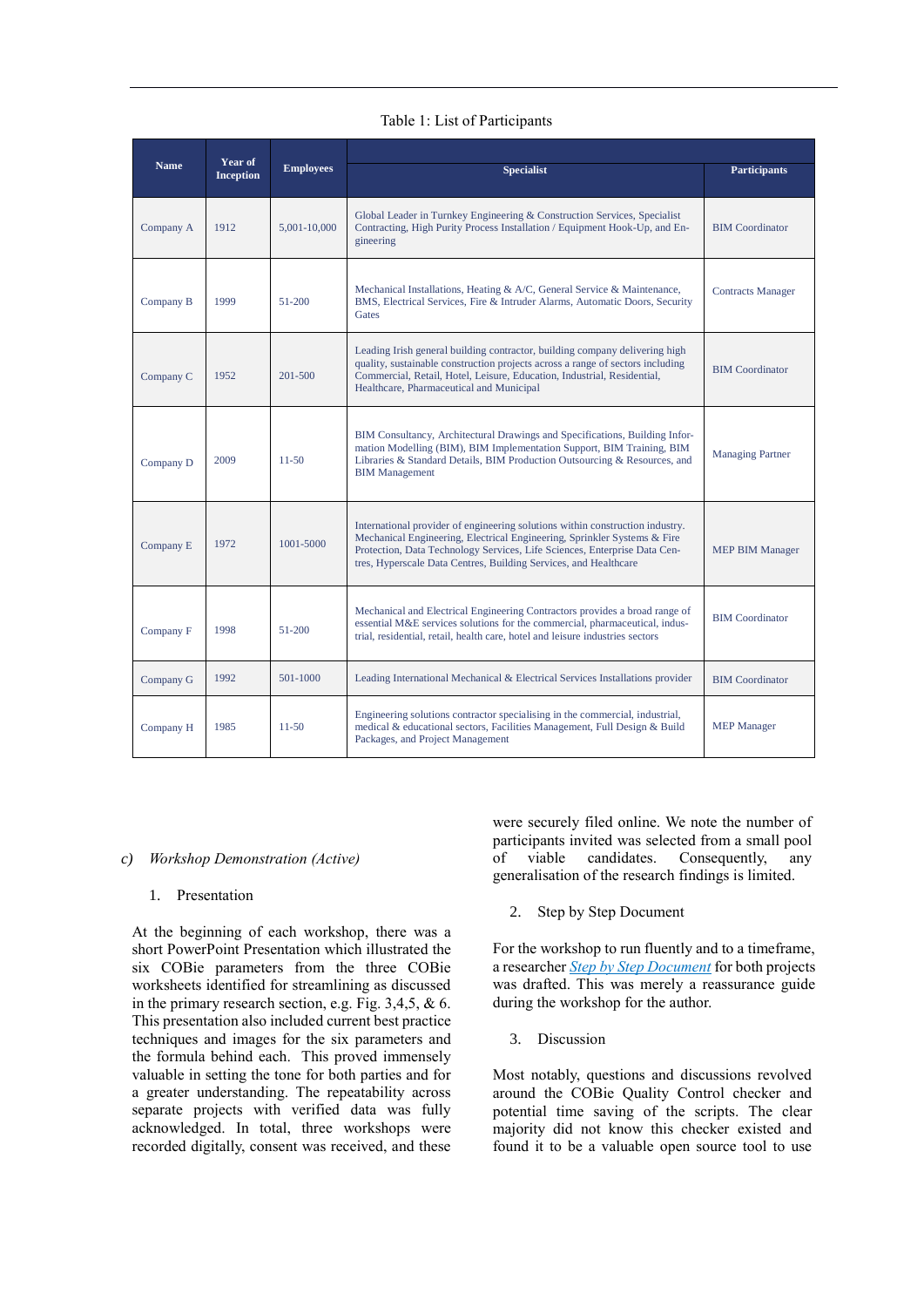Table 1: List of Participants

| Name | Year of Inception | Employees | Specialist | Participants |
|---|---|---|---|---|
| Company A | 1912 | 5,001-10,000 | Global Leader in Turnkey Engineering & Construction Services, Specialist Contracting, High Purity Process Installation / Equipment Hook-Up, and Engineering | BIM Coordinator |
| Company B | 1999 | 51-200 | Mechanical Installations, Heating & A/C, General Service & Maintenance, BMS, Electrical Services, Fire & Intruder Alarms, Automatic Doors, Security Gates | Contracts Manager |
| Company C | 1952 | 201-500 | Leading Irish general building contractor, building company delivering high quality, sustainable construction projects across a range of sectors including Commercial, Retail, Hotel, Leisure, Education, Industrial, Residential, Healthcare, Pharmaceutical and Municipal | BIM Coordinator |
| Company D | 2009 | 11-50 | BIM Consultancy, Architectural Drawings and Specifications, Building Information Modelling (BIM), BIM Implementation Support, BIM Training, BIM Libraries & Standard Details, BIM Production Outsourcing & Resources, and BIM Management | Managing Partner |
| Company E | 1972 | 1001-5000 | International provider of engineering solutions within construction industry. Mechanical Engineering, Electrical Engineering, Sprinkler Systems & Fire Protection, Data Technology Services, Life Sciences, Enterprise Data Centres, Hyperscale Data Centres, Building Services, and Healthcare | MEP BIM Manager |
| Company F | 1998 | 51-200 | Mechanical and Electrical Engineering Contractors provides a broad range of essential M&E services solutions for the commercial, pharmaceutical, industrial, residential, retail, health care, hotel and leisure industries sectors | BIM Coordinator |
| Company G | 1992 | 501-1000 | Leading International Mechanical & Electrical Services Installations provider | BIM Coordinator |
| Company H | 1985 | 11-50 | Engineering solutions contractor specialising in the commercial, industrial, medical & educational sectors, Facilities Management, Full Design & Build Packages, and Project Management | MEP Manager |

### *c) Workshop Demonstration (Active)*

1. Presentation

At the beginning of each workshop, there was a short PowerPoint Presentation which illustrated the six COBie parameters from the three COBie worksheets identified for streamlining as discussed in the primary research section, e.g. Fig. 3,4,5, & 6. This presentation also included current best practice techniques and images for the six parameters and the formula behind each. This proved immensely valuable in setting the tone for both parties and for a greater understanding. The repeatability across separate projects with verified data was fully acknowledged. In total, three workshops were recorded digitally, consent was received, and these were securely filed online. We note the number of participants invited was selected from a small pool of viable candidates. Consequently, any generalisation of the research findings is limited.

2. Step by Step Document

For the workshop to run fluently and to a timeframe, a researcher *Step by Step Document* for both projects was drafted. This was merely a reassurance guide during the workshop for the author.

3. Discussion

Most notably, questions and discussions revolved around the COBie Quality Control checker and potential time saving of the scripts. The clear majority did not know this checker existed and found it to be a valuable open source tool to use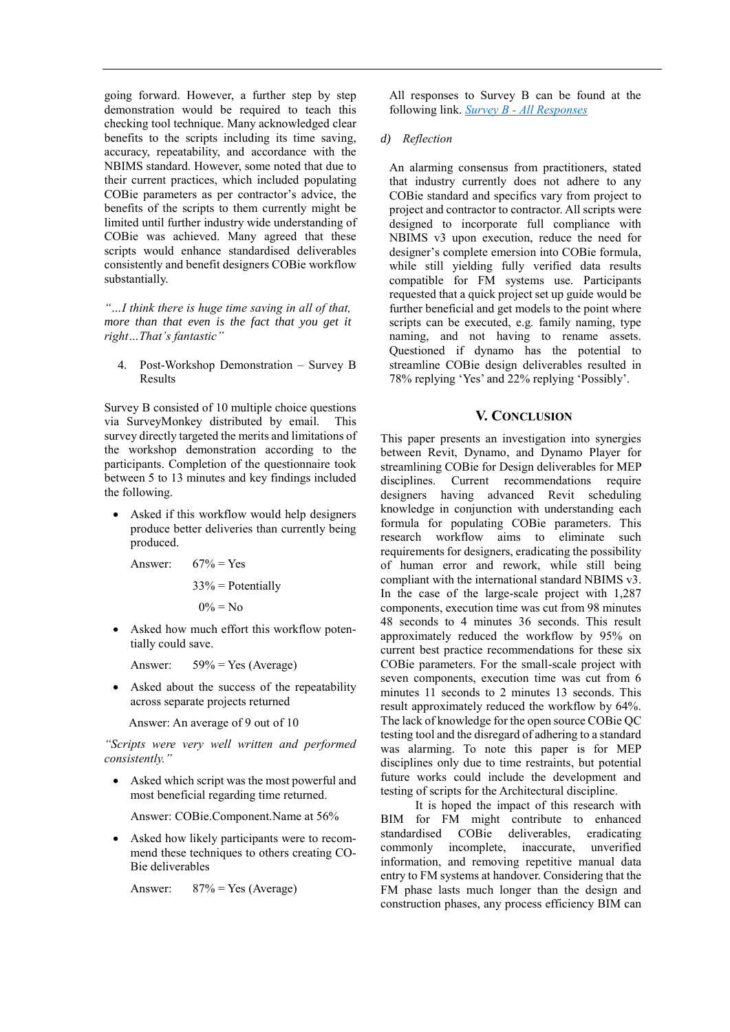going forward. However, a further step by step demonstration would be required to teach this checking tool technique. Many acknowledged clear benefits to the scripts including its time saving, accuracy, repeatability, and accordance with the NBIMS standard. However, some noted that due to their current practices, which included populating COBie parameters as per contractor's advice, the benefits of the scripts to them currently might be limited until further industry wide understanding of COBie was achieved. Many agreed that these scripts would enhance standardised deliverables consistently and benefit designers COBie workflow substantially.

*"…I think there is huge time saving in all of that, more than that even is the fact that you get it right…That's fantastic"*

4. Post-Workshop Demonstration – Survey B Results

Survey B consisted of 10 multiple choice questions via SurveyMonkey distributed by email. This survey directly targeted the merits and limitations of the workshop demonstration according to the participants. Completion of the questionnaire took between 5 to 13 minutes and key findings included the following.

- Asked if this workflow would help designers produce better deliveries than currently being produced.

  Answer: 67% = Yes

  33% = Potentially

  0% = No

- Asked how much effort this workflow potentially could save.

  Answer: 59% = Yes (Average)

- Asked about the success of the repeatability across separate projects returned

  Answer: An average of 9 out of 10

*"Scripts were very well written and performed consistently."*

- Asked which script was the most powerful and most beneficial regarding time returned.

  Answer: COBie.Component.Name at 56%

- Asked how likely participants were to recommend these techniques to others creating COBie deliverables

  Answer: 87% = Yes (Average)

All responses to Survey B can be found at the following link. [Survey B - All Responses]

*d) Reflection*

An alarming consensus from practitioners, stated that industry currently does not adhere to any COBie standard and specifics vary from project to project and contractor to contractor. All scripts were designed to incorporate full compliance with NBIMS v3 upon execution, reduce the need for designer's complete emersion into COBie formula, while still yielding fully verified data results compatible for FM systems use. Participants requested that a quick project set up guide would be further beneficial and get models to the point where scripts can be executed, e.g. family naming, type naming, and not having to rename assets. Questioned if dynamo has the potential to streamline COBie design deliverables resulted in 78% replying 'Yes' and 22% replying 'Possibly'.

## V. Conclusion

This paper presents an investigation into synergies between Revit, Dynamo, and Dynamo Player for streamlining COBie for Design deliverables for MEP disciplines. Current recommendations require designers having advanced Revit scheduling knowledge in conjunction with understanding each formula for populating COBie parameters. This research workflow aims to eliminate such requirements for designers, eradicating the possibility of human error and rework, while still being compliant with the international standard NBIMS v3. In the case of the large-scale project with 1,287 components, execution time was cut from 98 minutes 48 seconds to 4 minutes 36 seconds. This result approximately reduced the workflow by 95% on current best practice recommendations for these six COBie parameters. For the small-scale project with seven components, execution time was cut from 6 minutes 11 seconds to 2 minutes 13 seconds. This result approximately reduced the workflow by 64%. The lack of knowledge for the open source COBie QC testing tool and the disregard of adhering to a standard was alarming. To note this paper is for MEP disciplines only due to time restraints, but potential future works could include the development and testing of scripts for the Architectural discipline.

It is hoped the impact of this research with BIM for FM might contribute to enhanced standardised COBie deliverables, eradicating commonly incomplete, inaccurate, unverified information, and removing repetitive manual data entry to FM systems at handover. Considering that the FM phase lasts much longer than the design and construction phases, any process efficiency BIM can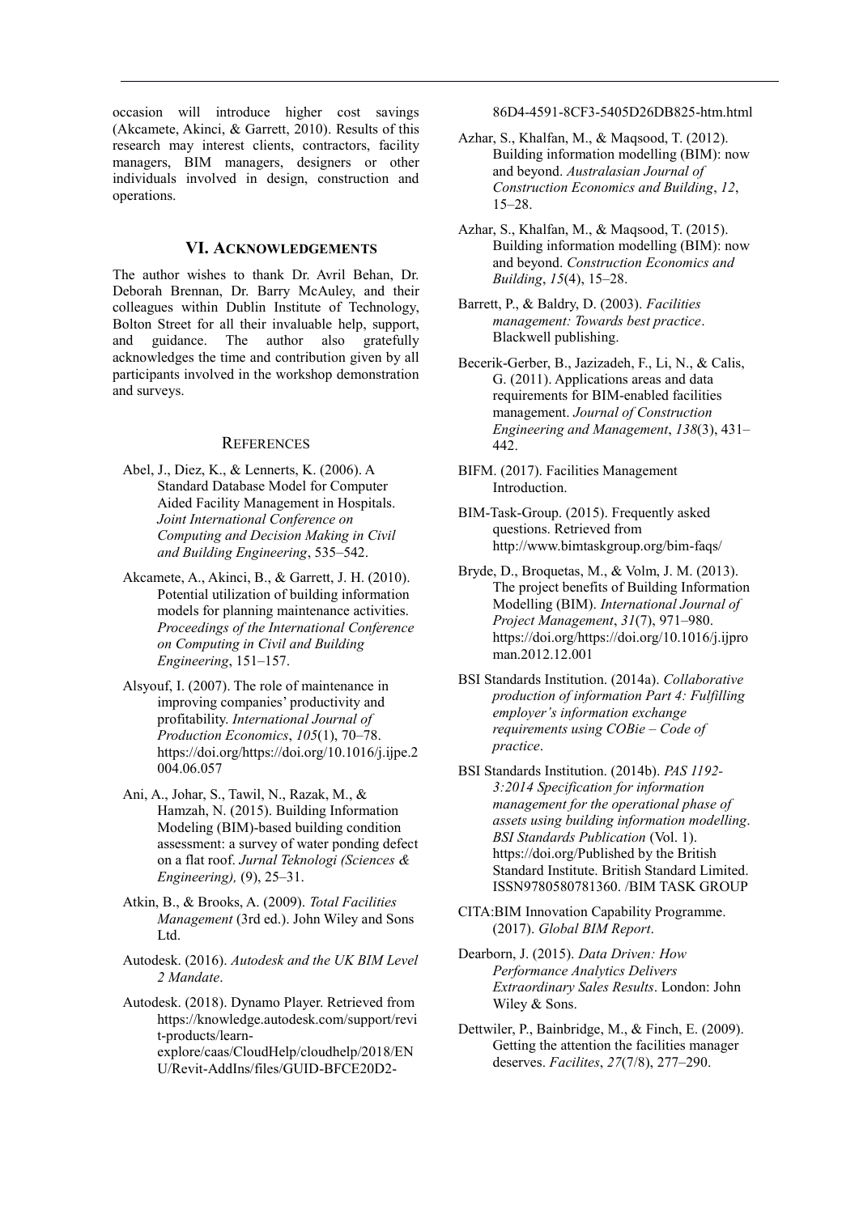occasion will introduce higher cost savings (Akcamete, Akinci, & Garrett, 2010). Results of this research may interest clients, contractors, facility managers, BIM managers, designers or other individuals involved in design, construction and operations.

## VI. Acknowledgements

The author wishes to thank Dr. Avril Behan, Dr. Deborah Brennan, Dr. Barry McAuley, and their colleagues within Dublin Institute of Technology, Bolton Street for all their invaluable help, support, and guidance. The author also gratefully acknowledges the time and contribution given by all participants involved in the workshop demonstration and surveys.

## References

Abel, J., Diez, K., & Lennerts, K. (2006). A Standard Database Model for Computer Aided Facility Management in Hospitals. *Joint International Conference on Computing and Decision Making in Civil and Building Engineering*, 535–542.

Akcamete, A., Akinci, B., & Garrett, J. H. (2010). Potential utilization of building information models for planning maintenance activities. *Proceedings of the International Conference on Computing in Civil and Building Engineering*, 151–157.

Alsyouf, I. (2007). The role of maintenance in improving companies' productivity and profitability. *International Journal of Production Economics*, *105*(1), 70–78. https://doi.org/https://doi.org/10.1016/j.ijpe.2004.06.057

Ani, A., Johar, S., Tawil, N., Razak, M., & Hamzah, N. (2015). Building Information Modeling (BIM)-based building condition assessment: a survey of water ponding defect on a flat roof. *Jurnal Teknologi (Sciences & Engineering),* (9), 25–31.

Atkin, B., & Brooks, A. (2009). *Total Facilities Management* (3rd ed.). John Wiley and Sons Ltd.

Autodesk. (2016). *Autodesk and the UK BIM Level 2 Mandate*.

Autodesk. (2018). Dynamo Player. Retrieved from https://knowledge.autodesk.com/support/revit-products/learn-explore/caas/CloudHelp/cloudhelp/2018/ENU/Revit-AddIns/files/GUID-BFCE20D2-86D4-4591-8CF3-5405D26DB825-htm.html

Azhar, S., Khalfan, M., & Maqsood, T. (2012). Building information modelling (BIM): now and beyond. *Australasian Journal of Construction Economics and Building*, *12*, 15–28.

Azhar, S., Khalfan, M., & Maqsood, T. (2015). Building information modelling (BIM): now and beyond. *Construction Economics and Building*, *15*(4), 15–28.

Barrett, P., & Baldry, D. (2003). *Facilities management: Towards best practice*. Blackwell publishing.

Becerik-Gerber, B., Jazizadeh, F., Li, N., & Calis, G. (2011). Applications areas and data requirements for BIM-enabled facilities management. *Journal of Construction Engineering and Management*, *138*(3), 431–442.

BIFM. (2017). Facilities Management Introduction.

BIM-Task-Group. (2015). Frequently asked questions. Retrieved from http://www.bimtaskgroup.org/bim-faqs/

Bryde, D., Broquetas, M., & Volm, J. M. (2013). The project benefits of Building Information Modelling (BIM). *International Journal of Project Management*, *31*(7), 971–980. https://doi.org/https://doi.org/10.1016/j.ijproman.2012.12.001

BSI Standards Institution. (2014a). *Collaborative production of information Part 4: Fulfilling employer's information exchange requirements using COBie – Code of practice*.

BSI Standards Institution. (2014b). *PAS 1192-3:2014 Specification for information management for the operational phase of assets using building information modelling*. *BSI Standards Publication* (Vol. 1). https://doi.org/Published by the British Standard Institute. British Standard Limited. ISSN9780580781360. /BIM TASK GROUP

CITA:BIM Innovation Capability Programme. (2017). *Global BIM Report*.

Dearborn, J. (2015). *Data Driven: How Performance Analytics Delivers Extraordinary Sales Results*. London: John Wiley & Sons.

Dettwiler, P., Bainbridge, M., & Finch, E. (2009). Getting the attention the facilities manager deserves. *Facilites*, *27*(7/8), 277–290.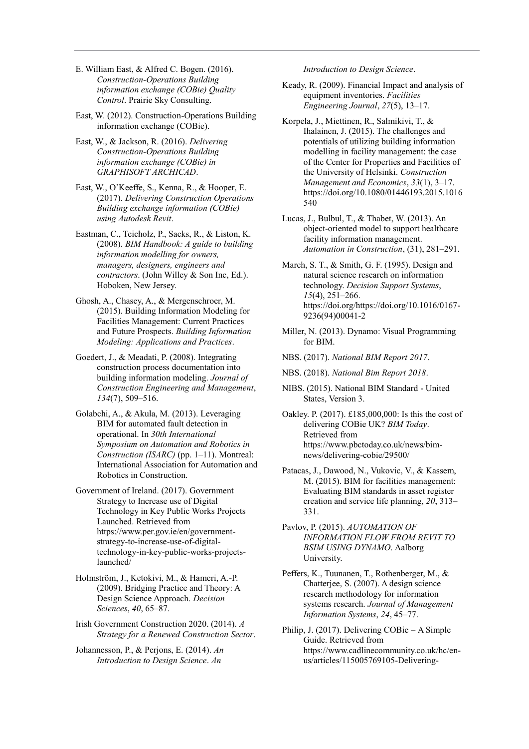E. William East, & Alfred C. Bogen. (2016). *Construction-Operations Building information exchange (COBie) Quality Control*. Prairie Sky Consulting.

East, W. (2012). Construction-Operations Building information exchange (COBie).

East, W., & Jackson, R. (2016). *Delivering Construction-Operations Building information exchange (COBie) in GRAPHISOFT ARCHICAD*.

East, W., O'Keeffe, S., Kenna, R., & Hooper, E. (2017). *Delivering Construction Operations Building exchange information (COBie) using Autodesk Revit*.

Eastman, C., Teicholz, P., Sacks, R., & Liston, K. (2008). *BIM Handbook: A guide to building information modelling for owners, managers, designers, engineers and contractors*. (John Willey & Son Inc, Ed.). Hoboken, New Jersey.

Ghosh, A., Chasey, A., & Mergenschroer, M. (2015). Building Information Modeling for Facilities Management: Current Practices and Future Prospects. *Building Information Modeling: Applications and Practices*.

Goedert, J., & Meadati, P. (2008). Integrating construction process documentation into building information modeling. *Journal of Construction Engineering and Management*, *134*(7), 509–516.

Golabchi, A., & Akula, M. (2013). Leveraging BIM for automated fault detection in operational. In *30th International Symposium on Automation and Robotics in Construction (ISARC)* (pp. 1–11). Montreal: International Association for Automation and Robotics in Construction.

Government of Ireland. (2017). Government Strategy to Increase use of Digital Technology in Key Public Works Projects Launched. Retrieved from https://www.per.gov.ie/en/government-strategy-to-increase-use-of-digital-technology-in-key-public-works-projects-launched/

Holmström, J., Ketokivi, M., & Hameri, A.-P. (2009). Bridging Practice and Theory: A Design Science Approach. *Decision Sciences*, *40*, 65–87.

Irish Government Construction 2020. (2014). *A Strategy for a Renewed Construction Sector*.

Johannesson, P., & Perjons, E. (2014). *An Introduction to Design Science*. *An Introduction to Design Science*.

Keady, R. (2009). Financial Impact and analysis of equipment inventories. *Facilities Engineering Journal*, *27*(5), 13–17.

Korpela, J., Miettinen, R., Salmikivi, T., & Ihalainen, J. (2015). The challenges and potentials of utilizing building information modelling in facility management: the case of the Center for Properties and Facilities of the University of Helsinki. *Construction Management and Economics*, *33*(1), 3–17. https://doi.org/10.1080/01446193.2015.1016540

Lucas, J., Bulbul, T., & Thabet, W. (2013). An object-oriented model to support healthcare facility information management. *Automation in Construction*, (31), 281–291.

March, S. T., & Smith, G. F. (1995). Design and natural science research on information technology. *Decision Support Systems*, *15*(4), 251–266. https://doi.org/https://doi.org/10.1016/0167-9236(94)00041-2

Miller, N. (2013). Dynamo: Visual Programming for BIM.

NBS. (2017). *National BIM Report 2017*.

NBS. (2018). *National Bim Report 2018*.

NIBS. (2015). National BIM Standard - United States, Version 3.

Oakley. P. (2017). £185,000,000: Is this the cost of delivering COBie UK? *BIM Today*. Retrieved from https://www.pbctoday.co.uk/news/bim-news/delivering-cobie/29500/

Patacas, J., Dawood, N., Vukovic, V., & Kassem, M. (2015). BIM for facilities management: Evaluating BIM standards in asset register creation and service life planning, *20*, 313–331.

Pavlov, P. (2015). *AUTOMATION OF INFORMATION FLOW FROM REVIT TO BSIM USING DYNAMO*. Aalborg University.

Peffers, K., Tuunanen, T., Rothenberger, M., & Chatterjee, S. (2007). A design science research methodology for information systems research. *Journal of Management Information Systems*, *24*, 45–77.

Philip, J. (2017). Delivering COBie – A Simple Guide. Retrieved from https://www.cadlinecommunity.co.uk/hc/en-us/articles/115005769105-Delivering-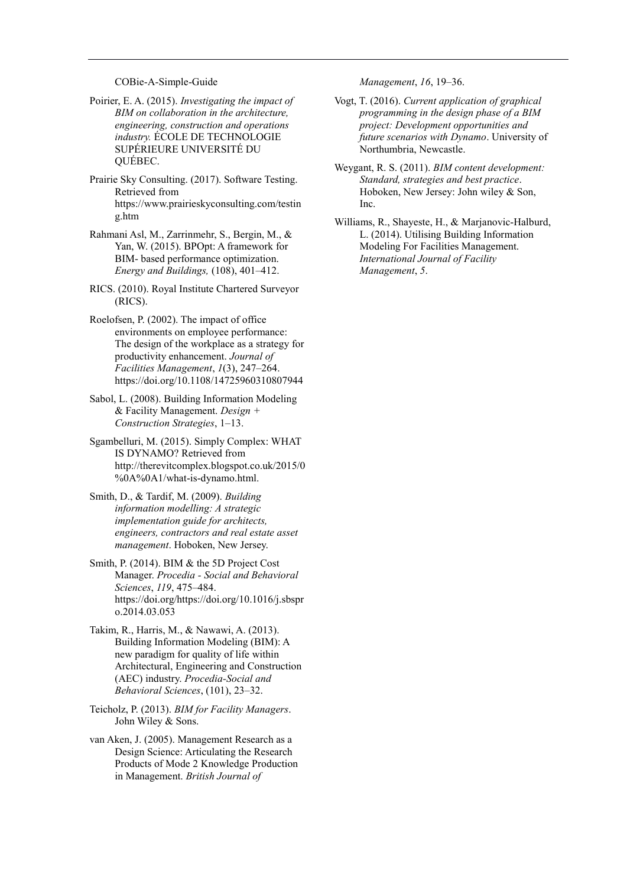COBie-A-Simple-Guide

Poirier, E. A. (2015). *Investigating the impact of BIM on collaboration in the architecture, engineering, construction and operations industry.* ÉCOLE DE TECHNOLOGIE SUPÉRIEURE UNIVERSITÉ DU QUÉBEC.

Prairie Sky Consulting. (2017). Software Testing. Retrieved from https://www.prairieskyconsulting.com/testing.htm

Rahmani Asl, M., Zarrinmehr, S., Bergin, M., & Yan, W. (2015). BPOpt: A framework for BIM- based performance optimization. *Energy and Buildings,* (108), 401–412.

RICS. (2010). Royal Institute Chartered Surveyor (RICS).

Roelofsen, P. (2002). The impact of office environments on employee performance: The design of the workplace as a strategy for productivity enhancement. *Journal of Facilities Management*, *1*(3), 247–264. https://doi.org/10.1108/14725960310807944

Sabol, L. (2008). Building Information Modeling & Facility Management. *Design + Construction Strategies*, 1–13.

Sgambelluri, M. (2015). Simply Complex: WHAT IS DYNAMO? Retrieved from http://therevitcomplex.blogspot.co.uk/2015/0%0A%0A1/what-is-dynamo.html.

Smith, D., & Tardif, M. (2009). *Building information modelling: A strategic implementation guide for architects, engineers, contractors and real estate asset management*. Hoboken, New Jersey.

Smith, P. (2014). BIM & the 5D Project Cost Manager. *Procedia - Social and Behavioral Sciences*, *119*, 475–484. https://doi.org/https://doi.org/10.1016/j.sbspro.2014.03.053

Takim, R., Harris, M., & Nawawi, A. (2013). Building Information Modeling (BIM): A new paradigm for quality of life within Architectural, Engineering and Construction (AEC) industry. *Procedia-Social and Behavioral Sciences*, (101), 23–32.

Teicholz, P. (2013). *BIM for Facility Managers*. John Wiley & Sons.

van Aken, J. (2005). Management Research as a Design Science: Articulating the Research Products of Mode 2 Knowledge Production in Management. *British Journal of Management*, *16*, 19–36.

Vogt, T. (2016). *Current application of graphical programming in the design phase of a BIM project: Development opportunities and future scenarios with Dynamo*. University of Northumbria, Newcastle.

Weygant, R. S. (2011). *BIM content development: Standard, strategies and best practice*. Hoboken, New Jersey: John wiley & Son, Inc.

Williams, R., Shayeste, H., & Marjanovic-Halburd, L. (2014). Utilising Building Information Modeling For Facilities Management. *International Journal of Facility Management*, *5*.